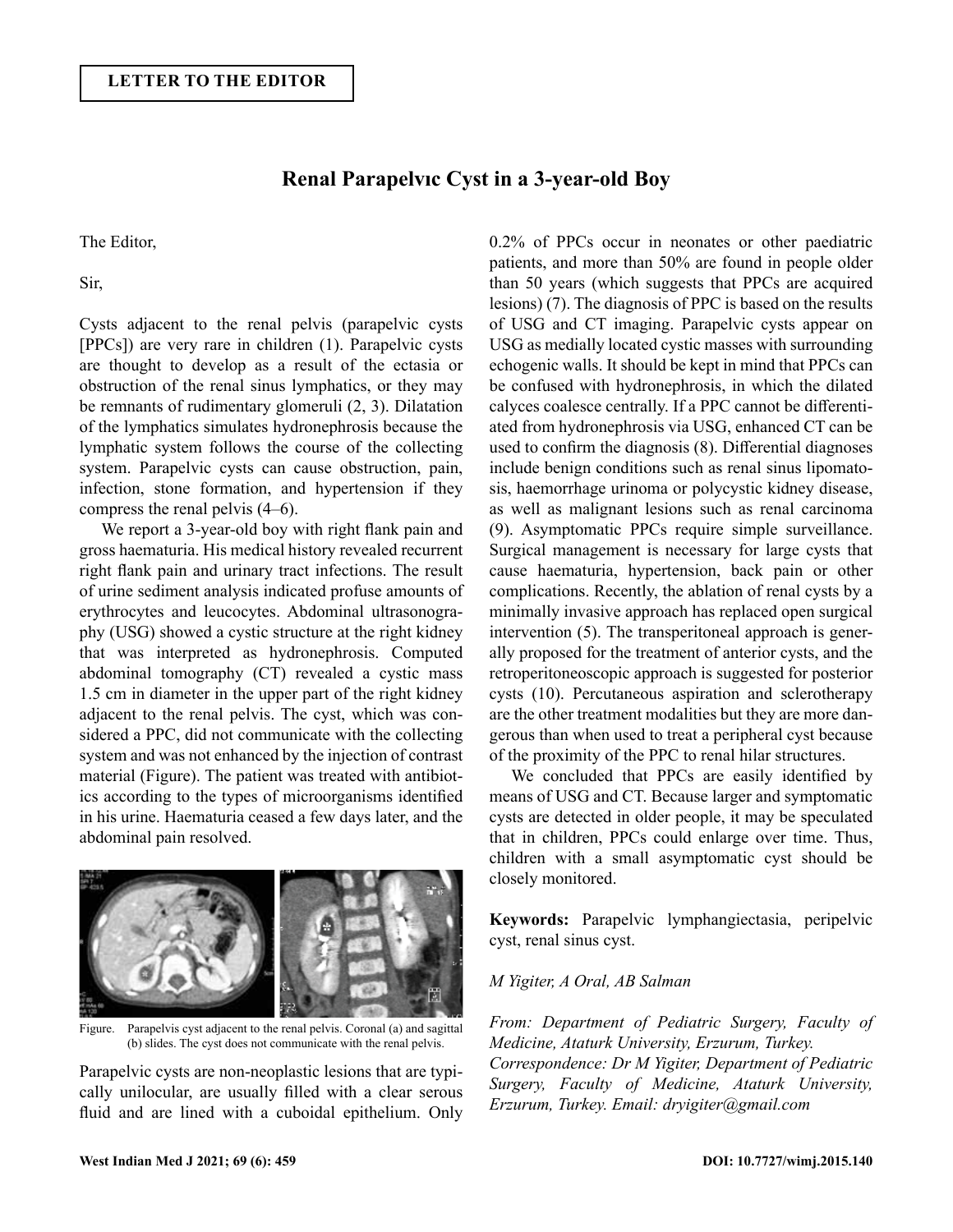**LETTER TO THE EDITOR**

# Renal Parapelvıc Cyst in a 3-year-old Boy

The Editor,

Sir,

Cysts adjacent to the renal pelvis (parapelvic cysts [PPCs]) are very rare in children (1). Parapelvic cysts are thought to develop as a result of the ectasia or obstruction of the renal sinus lymphatics, or they may be remnants of rudimentary glomeruli (2, 3). Dilatation of the lymphatics simulates hydronephrosis because the lymphatic system follows the course of the collecting system. Parapelvic cysts can cause obstruction, pain, infection, stone formation, and hypertension if they compress the renal pelvis (4–6).

We report a 3-year-old boy with right flank pain and gross haematuria. His medical history revealed recurrent right flank pain and urinary tract infections. The result of urine sediment analysis indicated profuse amounts of erythrocytes and leucocytes. Abdominal ultrasonography (USG) showed a cystic structure at the right kidney that was interpreted as hydronephrosis. Computed abdominal tomography (CT) revealed a cystic mass 1.5 cm in diameter in the upper part of the right kidney adjacent to the renal pelvis. The cyst, which was considered a PPC, did not communicate with the collecting system and was not enhanced by the injection of contrast material (Figure). The patient was treated with antibiotics according to the types of microorganisms identified in his urine. Haematuria ceased a few days later, and the abdominal pain resolved.

Figure. Parapelvis cyst adjacent to the renal pelvis. Coronal (a) and sagittal (b) slides. The cyst does not communicate with the renal pelvis.

Parapelvic cysts are non-neoplastic lesions that are typically unilocular, are usually filled with a clear serous fluid and are lined with a cuboidal epithelium. Only 0.2% of PPCs occur in neonates or other paediatric patients, and more than 50% are found in people older than 50 years (which suggests that PPCs are acquired lesions) (7). The diagnosis of PPC is based on the results of USG and CT imaging. Parapelvic cysts appear on USG as medially located cystic masses with surrounding echogenic walls. It should be kept in mind that PPCs can be confused with hydronephrosis, in which the dilated calyces coalesce centrally. If a PPC cannot be differentiated from hydronephrosis via USG, enhanced CT can be used to confirm the diagnosis (8). Differential diagnoses include benign conditions such as renal sinus lipomatosis, haemorrhage urinoma or polycystic kidney disease, as well as malignant lesions such as renal carcinoma (9). Asymptomatic PPCs require simple surveillance. Surgical management is necessary for large cysts that cause haematuria, hypertension, back pain or other complications. Recently, the ablation of renal cysts by a minimally invasive approach has replaced open surgical intervention (5). The transperitoneal approach is generally proposed for the treatment of anterior cysts, and the retroperitoneoscopic approach is suggested for posterior cysts (10). Percutaneous aspiration and sclerotherapy are the other treatment modalities but they are more dangerous than when used to treat a peripheral cyst because of the proximity of the PPC to renal hilar structures.

We concluded that PPCs are easily identified by means of USG and CT. Because larger and symptomatic cysts are detected in older people, it may be speculated that in children, PPCs could enlarge over time. Thus, children with a small asymptomatic cyst should be closely monitored.

**Keywords:** Parapelvic lymphangiectasia, peripelvic cyst, renal sinus cyst.

*M Yigiter, A Oral, AB Salman*

*From: Department of Pediatric Surgery, Faculty of Medicine, Ataturk University, Erzurum, Turkey.*
*Correspondence: Dr M Yigiter, Department of Pediatric Surgery, Faculty of Medicine, Ataturk University, Erzurum, Turkey. Email: dryigiter@gmail.com*

DOI: 10.7727/wimj.2015.140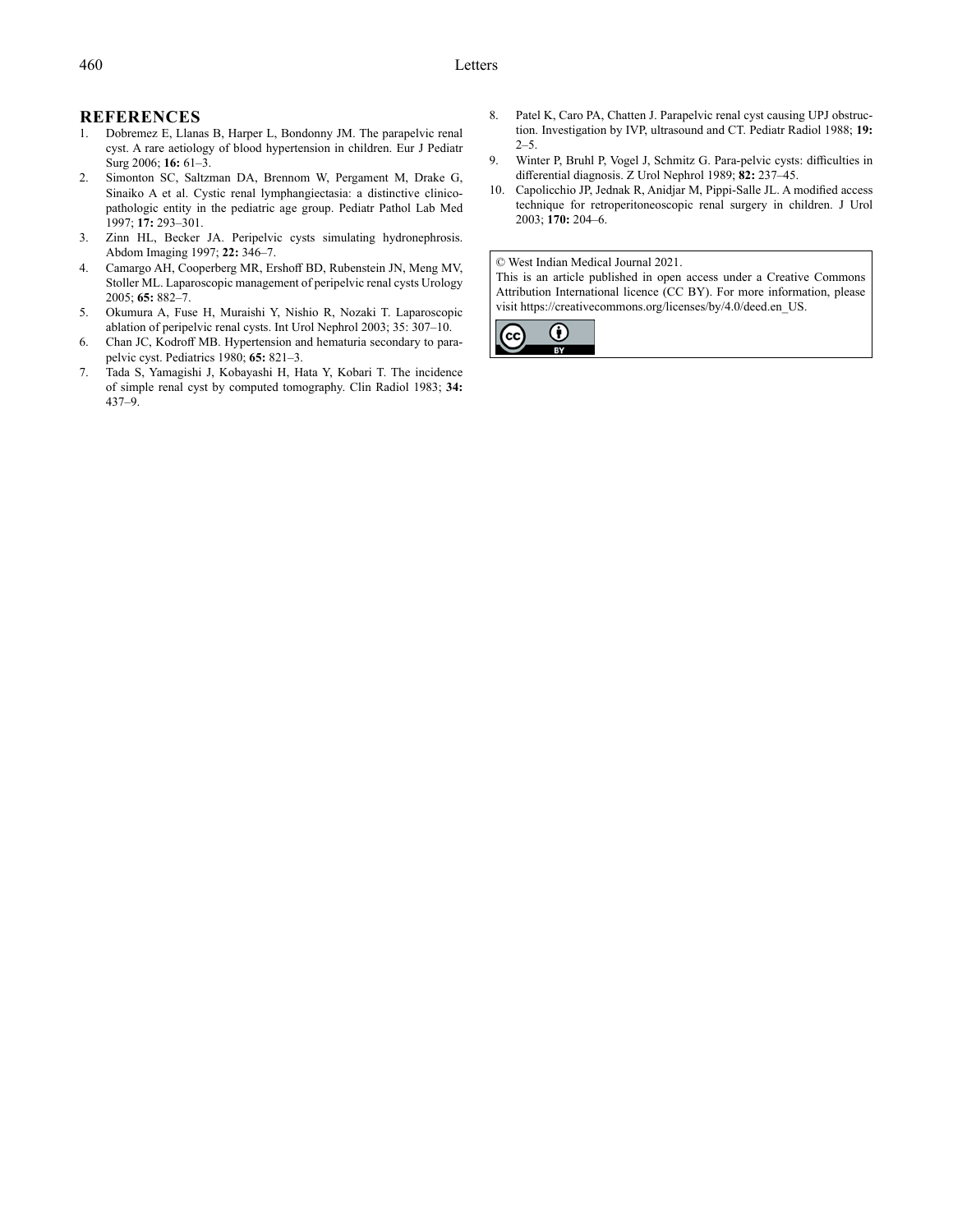## REFERENCES

1. Dobremez E, Llanas B, Harper L, Bondonny JM. The parapelvic renal cyst. A rare aetiology of blood hypertension in children. Eur J Pediatr Surg 2006; **16:** 61–3.
2. Simonton SC, Saltzman DA, Brennom W, Pergament M, Drake G, Sinaiko A et al. Cystic renal lymphangiectasia: a distinctive clinicopathologic entity in the pediatric age group. Pediatr Pathol Lab Med 1997; **17:** 293–301.
3. Zinn HL, Becker JA. Peripelvic cysts simulating hydronephrosis. Abdom Imaging 1997; **22:** 346–7.
4. Camargo AH, Cooperberg MR, Ershoff BD, Rubenstein JN, Meng MV, Stoller ML. Laparoscopic management of peripelvic renal cysts Urology 2005; **65:** 882–7.
5. Okumura A, Fuse H, Muraishi Y, Nishio R, Nozaki T. Laparoscopic ablation of peripelvic renal cysts. Int Urol Nephrol 2003; 35: 307–10.
6. Chan JC, Kodroff MB. Hypertension and hematuria secondary to parapelvic cyst. Pediatrics 1980; **65:** 821–3.
7. Tada S, Yamagishi J, Kobayashi H, Hata Y, Kobari T. The incidence of simple renal cyst by computed tomography. Clin Radiol 1983; **34:** 437–9.
8. Patel K, Caro PA, Chatten J. Parapelvic renal cyst causing UPJ obstruction. Investigation by IVP, ultrasound and CT. Pediatr Radiol 1988; **19:** 2–5.
9. Winter P, Bruhl P, Vogel J, Schmitz G. Para-pelvic cysts: difficulties in differential diagnosis. Z Urol Nephrol 1989; **82:** 237–45.
10. Capolicchio JP, Jednak R, Anidjar M, Pippi-Salle JL. A modified access technique for retroperitoneoscopic renal surgery in children. J Urol 2003; **170:** 204–6.

© West Indian Medical Journal 2021.
This is an article published in open access under a Creative Commons Attribution International licence (CC BY). For more information, please visit https://creativecommons.org/licenses/by/4.0/deed.en_US.